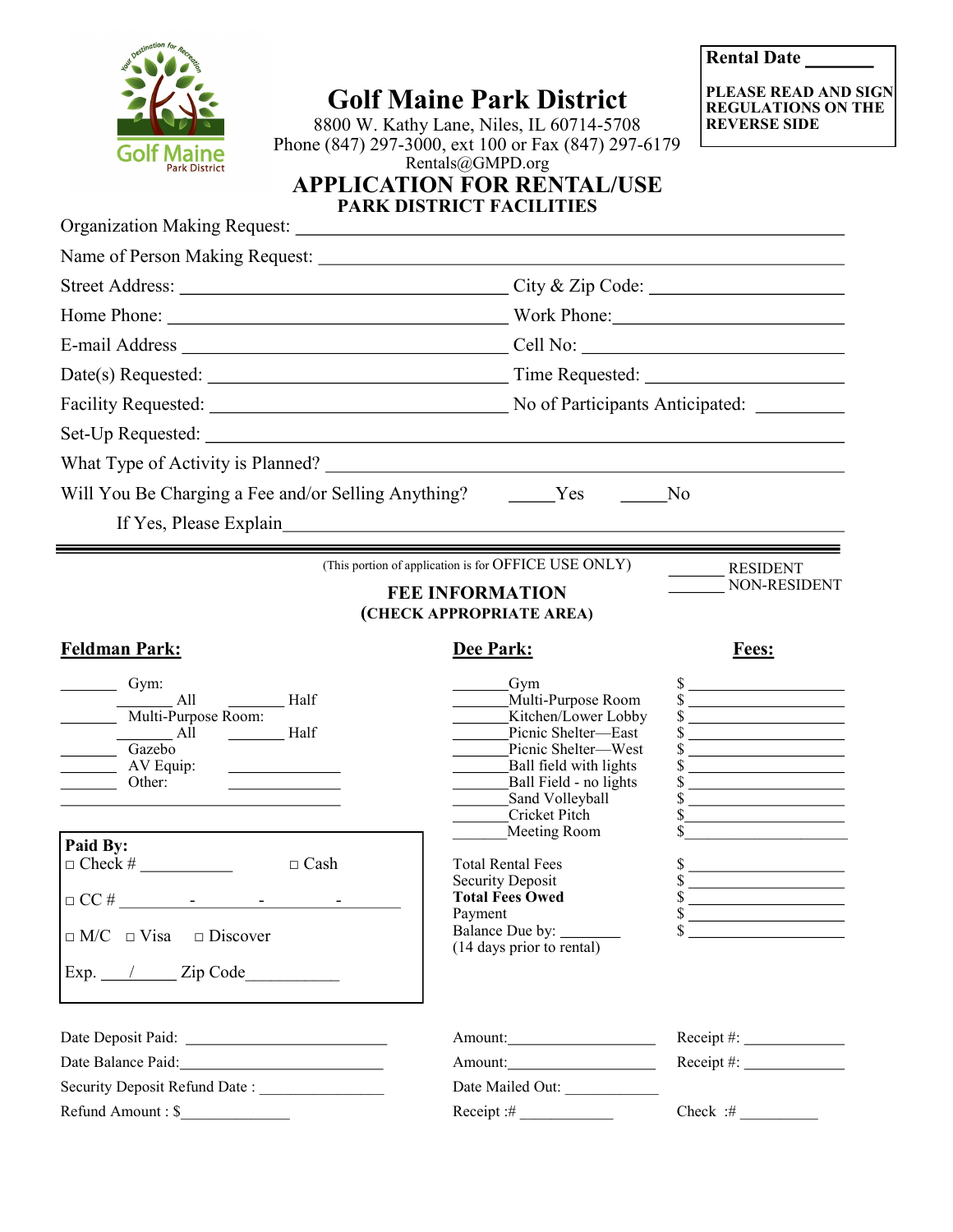**Rental Date _______**

**PLEASE READ AND SIGN REGULATIONS ON THE REVERSE SIDE**

# Golf Maine Park District

8800 W. Kathy Lane, Niles, IL 60714-5708
Phone (847) 297-3000, ext 100 or Fax (847) 297-6179
Rentals@GMPD.org

## APPLICATION FOR RENTAL/USE
### PARK DISTRICT FACILITIES

Organization Making Request: ____________________________________________

Name of Person Making Request: ____________________________________________

Street Address: ______________________________ City & Zip Code: __________________

Home Phone: ______________________________ Work Phone: __________________

E-mail Address ______________________________ Cell No: __________________

Date(s) Requested: ______________________________ Time Requested: __________________

Facility Requested: ______________________________ No of Participants Anticipated: _________

Set-Up Requested: ____________________________________________

What Type of Activity is Planned? ____________________________________________

Will You Be Charging a Fee and/or Selling Anything? _____Yes _____No

If Yes, Please Explain____________________________________________

---

(This portion of application is for OFFICE USE ONLY)

_______ RESIDENT
_______ NON-RESIDENT

**FEE INFORMATION**
**(CHECK APPROPRIATE AREA)**

**Feldman Park:**

_______ Gym:
_______ All _______ Half
_______ Multi-Purpose Room:
_______ All _______ Half
_______ Gazebo
_______ AV Equip: _____________
_______ Other: _____________
____________________________________

| Dee Park: | Fees: |
|---|---|
| _______Gym | $ ______________ |
| _______Multi-Purpose Room | $ ______________ |
| _______Kitchen/Lower Lobby | $ ______________ |
| _______Picnic Shelter—East | $ ______________ |
| _______Picnic Shelter—West | $ ______________ |
| _______Ball field with lights | $ ______________ |
| _______Ball Field - no lights | $ ______________ |
| _______Sand Volleyball | $ ______________ |
| _______Cricket Pitch | $ ______________ |
| _______Meeting Room | $ ______________ |

**Paid By:**
□ Check # ___________ □ Cash

□ CC # ________-________-________-________

□ M/C □ Visa □ Discover

Exp. ___/_____ Zip Code__________

| | |
|---|---|
| Total Rental Fees | $ ______________ |
| Security Deposit | $ ______________ |
| **Total Fees Owed** | $ ______________ |
| Payment | $ ______________ |
| Balance Due by: _______ (14 days prior to rental) | $ ______________ |

Date Deposit Paid: ______________________ Amount:________________ Receipt #: ___________

Date Balance Paid:______________________ Amount:________________ Receipt #: ___________

Security Deposit Refund Date : _______________ Date Mailed Out: ___________

Refund Amount : $_____________ Receipt :# ___________ Check :# __________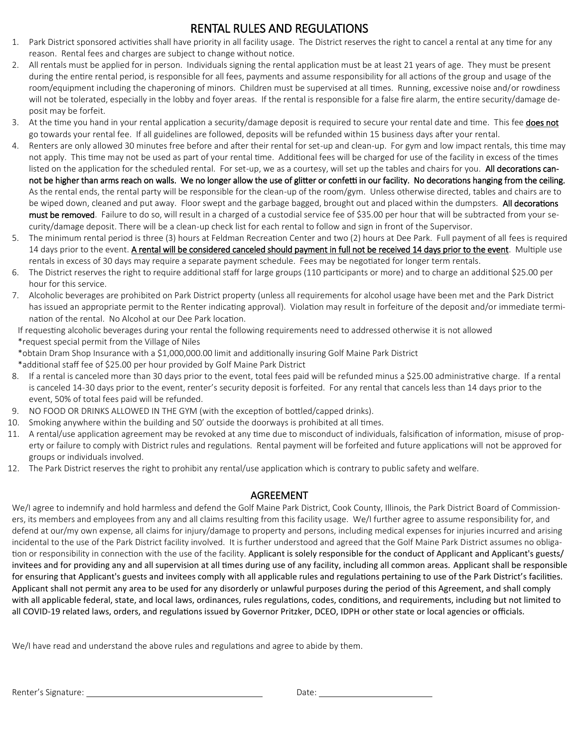# RENTAL RULES AND REGULATIONS

1. Park District sponsored activities shall have priority in all facility usage. The District reserves the right to cancel a rental at any time for any reason. Rental fees and charges are subject to change without notice.
2. All rentals must be applied for in person. Individuals signing the rental application must be at least 21 years of age. They must be present during the entire rental period, is responsible for all fees, payments and assume responsibility for all actions of the group and usage of the room/equipment including the chaperoning of minors. Children must be supervised at all times. Running, excessive noise and/or rowdiness will not be tolerated, especially in the lobby and foyer areas. If the rental is responsible for a false fire alarm, the entire security/damage deposit may be forfeit.
3. At the time you hand in your rental application a security/damage deposit is required to secure your rental date and time. This fee <u>**does not**</u> go towards your rental fee. If all guidelines are followed, deposits will be refunded within 15 business days after your rental.
4. Renters are only allowed 30 minutes free before and after their rental for set-up and clean-up. For gym and low impact rentals, this time may not apply. This time may not be used as part of your rental time. Additional fees will be charged for use of the facility in excess of the times listed on the application for the scheduled rental. For set-up, we as a courtesy, will set up the tables and chairs for you. **All decorations cannot be higher than arms reach on walls. We no longer allow the use of glitter or confetti in our facility. No decorations hanging from the ceiling.** As the rental ends, the rental party will be responsible for the clean-up of the room/gym. Unless otherwise directed, tables and chairs are to be wiped down, cleaned and put away. Floor swept and the garbage bagged, brought out and placed within the dumpsters. **All decorations must be removed**. Failure to do so, will result in a charged of a custodial service fee of $35.00 per hour that will be subtracted from your security/damage deposit. There will be a clean-up check list for each rental to follow and sign in front of the Supervisor.
5. The minimum rental period is three (3) hours at Feldman Recreation Center and two (2) hours at Dee Park. Full payment of all fees is required 14 days prior to the event. <u>A rental will be considered canceled should payment in full not be received 14 days prior to the event</u>. Multiple use rentals in excess of 30 days may require a separate payment schedule. Fees may be negotiated for longer term rentals.
6. The District reserves the right to require additional staff for large groups (110 participants or more) and to charge an additional $25.00 per hour for this service.
7. Alcoholic beverages are prohibited on Park District property (unless all requirements for alcohol usage have been met and the Park District has issued an appropriate permit to the Renter indicating approval). Violation may result in forfeiture of the deposit and/or immediate termination of the rental. No Alcohol at our Dee Park location.

   If requesting alcoholic beverages during your rental the following requirements need to addressed otherwise it is not allowed
   *request special permit from the Village of Niles
   *obtain Dram Shop Insurance with a $1,000,000.00 limit and additionally insuring Golf Maine Park District
   *additional staff fee of $25.00 per hour provided by Golf Maine Park District
8. If a rental is canceled more than 30 days prior to the event, total fees paid will be refunded minus a $25.00 administrative charge. If a rental is canceled 14-30 days prior to the event, renter's security deposit is forfeited. For any rental that cancels less than 14 days prior to the event, 50% of total fees paid will be refunded.
9. NO FOOD OR DRINKS ALLOWED IN THE GYM (with the exception of bottled/capped drinks).
10. Smoking anywhere within the building and 50' outside the doorways is prohibited at all times.
11. A rental/use application agreement may be revoked at any time due to misconduct of individuals, falsification of information, misuse of property or failure to comply with District rules and regulations. Rental payment will be forfeited and future applications will not be approved for groups or individuals involved.
12. The Park District reserves the right to prohibit any rental/use application which is contrary to public safety and welfare.

## AGREEMENT

We/I agree to indemnify and hold harmless and defend the Golf Maine Park District, Cook County, Illinois, the Park District Board of Commissioners, its members and employees from any and all claims resulting from this facility usage. We/I further agree to assume responsibility for, and defend at our/my own expense, all claims for injury/damage to property and persons, including medical expenses for injuries incurred and arising incidental to the use of the Park District facility involved. It is further understood and agreed that the Golf Maine Park District assumes no obligation or responsibility in connection with the use of the facility. **Applicant is solely responsible for the conduct of Applicant and Applicant's guests/invitees and for providing any and all supervision at all times during use of any facility, including all common areas. Applicant shall be responsible for ensuring that Applicant's guests and invitees comply with all applicable rules and regulations pertaining to use of the Park District's facilities. Applicant shall not permit any area to be used for any disorderly or unlawful purposes during the period of this Agreement, and shall comply with all applicable federal, state, and local laws, ordinances, rules regulations, codes, conditions, and requirements, including but not limited to all COVID-19 related laws, orders, and regulations issued by Governor Pritzker, DCEO, IDPH or other state or local agencies or officials.**

We/I have read and understand the above rules and regulations and agree to abide by them.

Renter's Signature: ______________________________ Date: ____________________